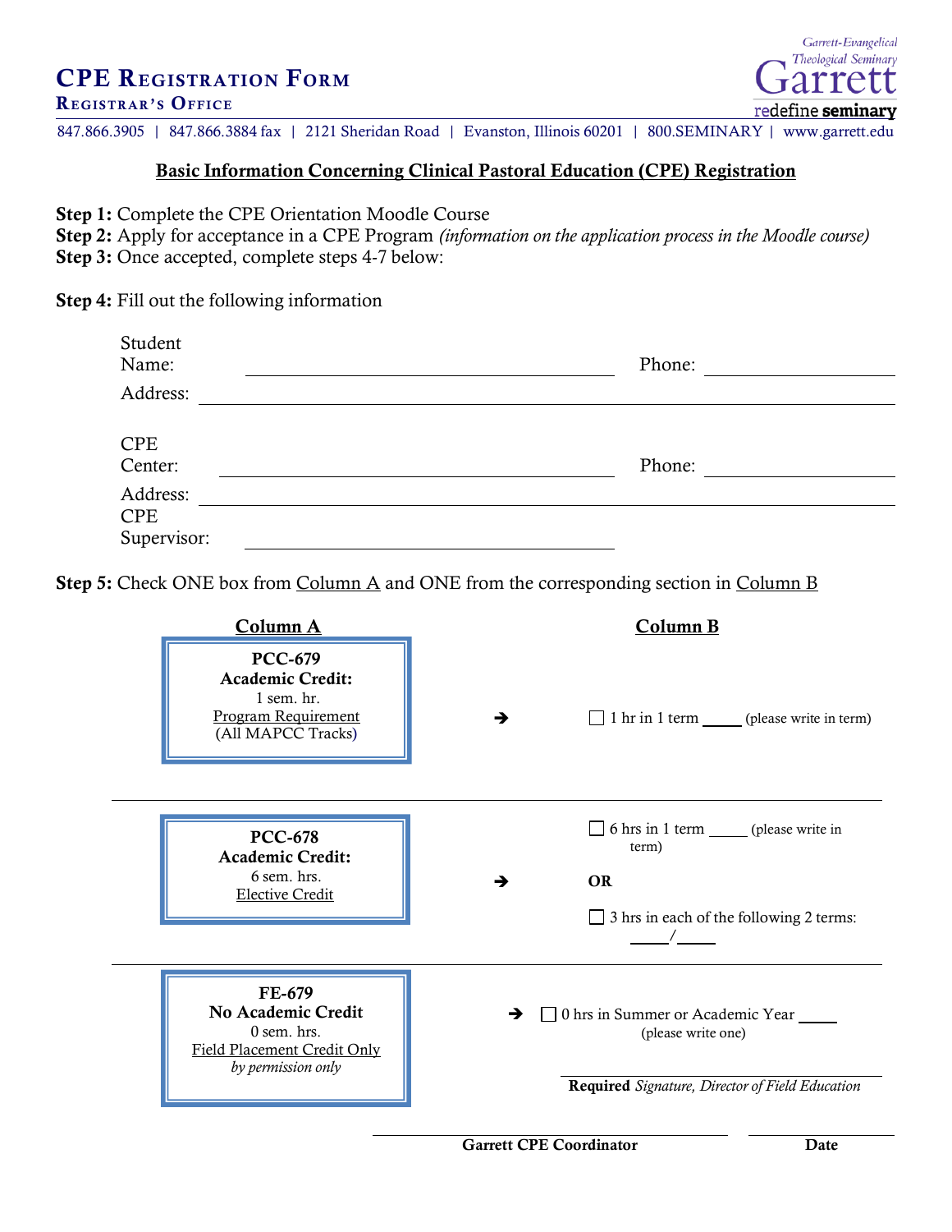# CPE Registration Form

**Registrar's Office**

Garrett-Evangelical Theological Seminary — Garrett — redefine **seminary**

847.866.3905 | 847.866.3884 fax | 2121 Sheridan Road | Evanston, Illinois 60201 | 800.SEMINARY | www.garrett.edu

## Basic Information Concerning Clinical Pastoral Education (CPE) Registration

**Step 1:** Complete the CPE Orientation Moodle Course
**Step 2:** Apply for acceptance in a CPE Program *(information on the application process in the Moodle course)*
**Step 3:** Once accepted, complete steps 4-7 below:

**Step 4:** Fill out the following information

Student Name: ______________________ Phone: ______________

Address: ____________________________________________

CPE Center: ______________________ Phone: ______________

Address: ____________________________________________

CPE Supervisor: ______________________

**Step 5:** Check ONE box from Column A and ONE from the corresponding section in Column B

| Column A | | Column B |
|---|---|---|
| **PCC-679** **Academic Credit:** 1 sem. hr. Program Requirement (All MAPCC Tracks) | ➔ | ☐ 1 hr in 1 term _____ (please write in term) |
| **PCC-678** **Academic Credit:** 6 sem. hrs. Elective Credit | ➔ | ☐ 6 hrs in 1 term _____ (please write in term) **OR** ☐ 3 hrs in each of the following 2 terms: _____/_____ |
| **FE-679** **No Academic Credit** 0 sem. hrs. Field Placement Credit Only *by permission only* | ➔ | ☐ 0 hrs in Summer or Academic Year _____ (please write one) ______________________ **Required** *Signature, Director of Field Education* |

______________________ **Garrett CPE Coordinator** ______________ **Date**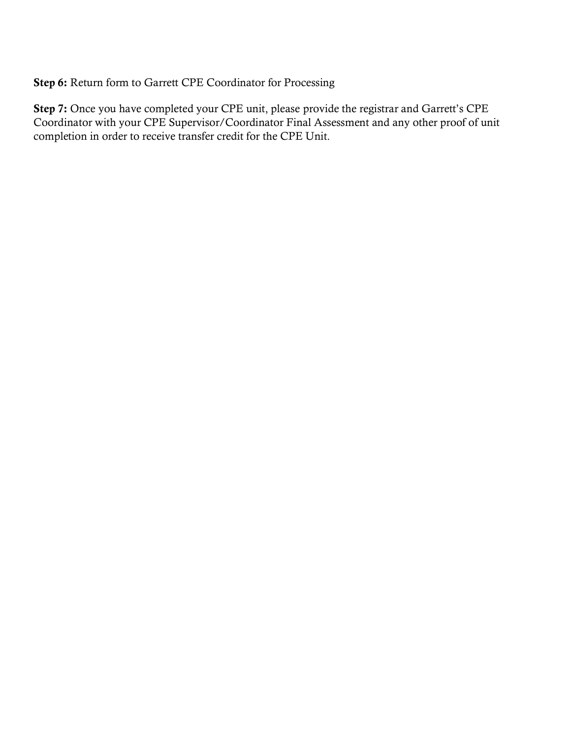**Step 6:** Return form to Garrett CPE Coordinator for Processing

**Step 7:** Once you have completed your CPE unit, please provide the registrar and Garrett's CPE Coordinator with your CPE Supervisor/Coordinator Final Assessment and any other proof of unit completion in order to receive transfer credit for the CPE Unit.